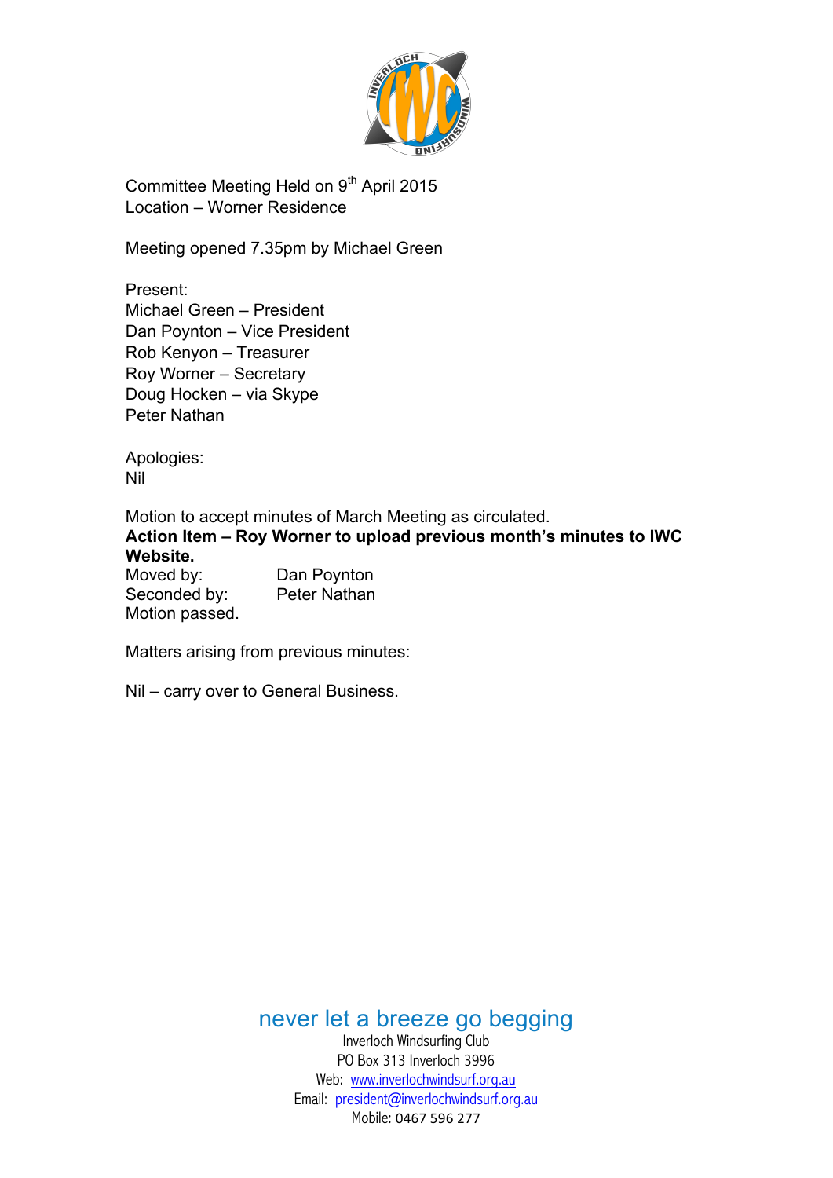Committee Meeting Held on 9th April 2015
Location – Worner Residence

Meeting opened 7.35pm by Michael Green

Present:
Michael Green – President
Dan Poynton – Vice President
Rob Kenyon – Treasurer
Roy Worner – Secretary
Doug Hocken – via Skype
Peter Nathan

Apologies:
Nil

Motion to accept minutes of March Meeting as circulated.
**Action Item – Roy Worner to upload previous month's minutes to IWC Website.**
Moved by: Dan Poynton
Seconded by: Peter Nathan
Motion passed.

Matters arising from previous minutes:

Nil – carry over to General Business.

never let a breeze go begging
Inverloch Windsurfing Club
PO Box 313 Inverloch 3996
Web: www.inverlochwindsurf.org.au
Email: president@inverlochwindsurf.org.au
Mobile: 0467 596 277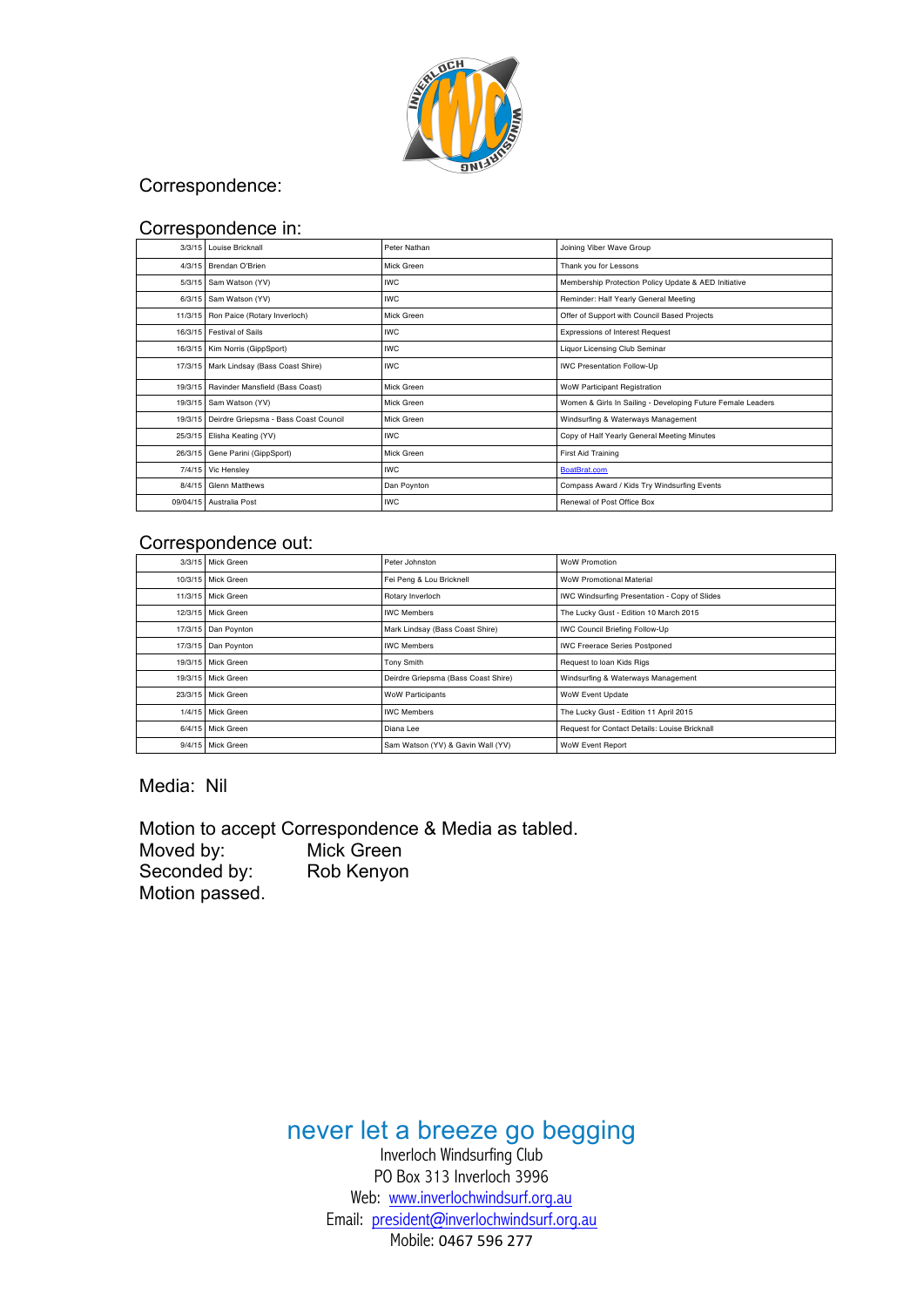## Correspondence:

### Correspondence in:

| | | | |
|---|---|---|---|
| 3/3/15 | Louise Bricknall | Peter Nathan | Joining Viber Wave Group |
| 4/3/15 | Brendan O'Brien | Mick Green | Thank you for Lessons |
| 5/3/15 | Sam Watson (YV) | IWC | Membership Protection Policy Update & AED Initiative |
| 6/3/15 | Sam Watson (YV) | IWC | Reminder: Half Yearly General Meeting |
| 11/3/15 | Ron Paice (Rotary Inverloch) | Mick Green | Offer of Support with Council Based Projects |
| 16/3/15 | Festival of Sails | IWC | Expressions of Interest Request |
| 16/3/15 | Kim Norris (GippSport) | IWC | Liquor Licensing Club Seminar |
| 17/3/15 | Mark Lindsay (Bass Coast Shire) | IWC | IWC Presentation Follow-Up |
| 19/3/15 | Ravinder Mansfield (Bass Coast) | Mick Green | WoW Participant Registration |
| 19/3/15 | Sam Watson (YV) | Mick Green | Women & Girls In Sailing - Developing Future Female Leaders |
| 19/3/15 | Deirdre Griepsma - Bass Coast Council | Mick Green | Windsurfing & Waterways Management |
| 25/3/15 | Elisha Keating (YV) | IWC | Copy of Half Yearly General Meeting Minutes |
| 26/3/15 | Gene Parini (GippSport) | Mick Green | First Aid Training |
| 7/4/15 | Vic Hensley | IWC | BoatBrat.com |
| 8/4/15 | Glenn Matthews | Dan Poynton | Compass Award / Kids Try Windsurfing Events |
| 09/04/15 | Australia Post | IWC | Renewal of Post Office Box |

### Correspondence out:

| | | | |
|---|---|---|---|
| 3/3/15 | Mick Green | Peter Johnston | WoW Promotion |
| 10/3/15 | Mick Green | Fei Peng & Lou Bricknell | WoW Promotional Material |
| 11/3/15 | Mick Green | Rotary Inverloch | IWC Windsurfing Presentation - Copy of Slides |
| 12/3/15 | Mick Green | IWC Members | The Lucky Gust - Edition 10 March 2015 |
| 17/3/15 | Dan Poynton | Mark Lindsay (Bass Coast Shire) | IWC Council Briefing Follow-Up |
| 17/3/15 | Dan Poynton | IWC Members | IWC Freerace Series Postponed |
| 19/3/15 | Mick Green | Tony Smith | Request to loan Kids Rigs |
| 19/3/15 | Mick Green | Deirdre Griepsma (Bass Coast Shire) | Windsurfing & Waterways Management |
| 23/3/15 | Mick Green | WoW Participants | WoW Event Update |
| 1/4/15 | Mick Green | IWC Members | The Lucky Gust - Edition 11 April 2015 |
| 6/4/15 | Mick Green | Diana Lee | Request for Contact Details: Louise Bricknall |
| 9/4/15 | Mick Green | Sam Watson (YV) & Gavin Wall (YV) | WoW Event Report |

Media: Nil

Motion to accept Correspondence & Media as tabled.
Moved by: Mick Green
Seconded by: Rob Kenyon
Motion passed.

never let a breeze go begging

Inverloch Windsurfing Club
PO Box 313 Inverloch 3996
Web: www.inverlochwindsurf.org.au
Email: president@inverlochwindsurf.org.au
Mobile: 0467 596 277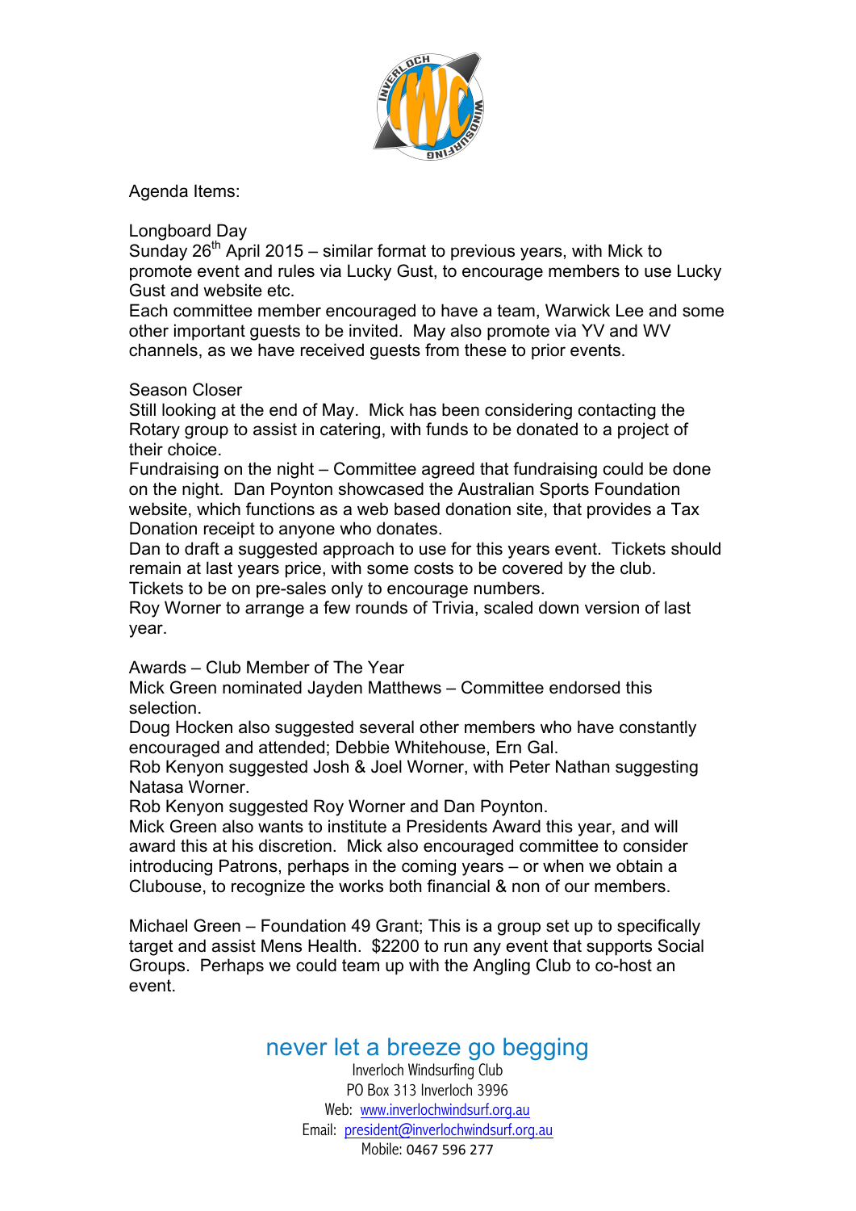Agenda Items:

Longboard Day
Sunday 26th April 2015 – similar format to previous years, with Mick to promote event and rules via Lucky Gust, to encourage members to use Lucky Gust and website etc.
Each committee member encouraged to have a team, Warwick Lee and some other important guests to be invited. May also promote via YV and WV channels, as we have received guests from these to prior events.

Season Closer
Still looking at the end of May. Mick has been considering contacting the Rotary group to assist in catering, with funds to be donated to a project of their choice.
Fundraising on the night – Committee agreed that fundraising could be done on the night. Dan Poynton showcased the Australian Sports Foundation website, which functions as a web based donation site, that provides a Tax Donation receipt to anyone who donates.
Dan to draft a suggested approach to use for this years event. Tickets should remain at last years price, with some costs to be covered by the club.
Tickets to be on pre-sales only to encourage numbers.
Roy Worner to arrange a few rounds of Trivia, scaled down version of last year.

Awards – Club Member of The Year
Mick Green nominated Jayden Matthews – Committee endorsed this selection.
Doug Hocken also suggested several other members who have constantly encouraged and attended; Debbie Whitehouse, Ern Gal.
Rob Kenyon suggested Josh & Joel Worner, with Peter Nathan suggesting Natasa Worner.
Rob Kenyon suggested Roy Worner and Dan Poynton.
Mick Green also wants to institute a Presidents Award this year, and will award this at his discretion. Mick also encouraged committee to consider introducing Patrons, perhaps in the coming years – or when we obtain a Clubouse, to recognize the works both financial & non of our members.

Michael Green – Foundation 49 Grant; This is a group set up to specifically target and assist Mens Health. $2200 to run any event that supports Social Groups. Perhaps we could team up with the Angling Club to co-host an event.

never let a breeze go begging
Inverloch Windsurfing Club
PO Box 313 Inverloch 3996
Web: www.inverlochwindsurf.org.au
Email: president@inverlochwindsurf.org.au
Mobile: 0467 596 277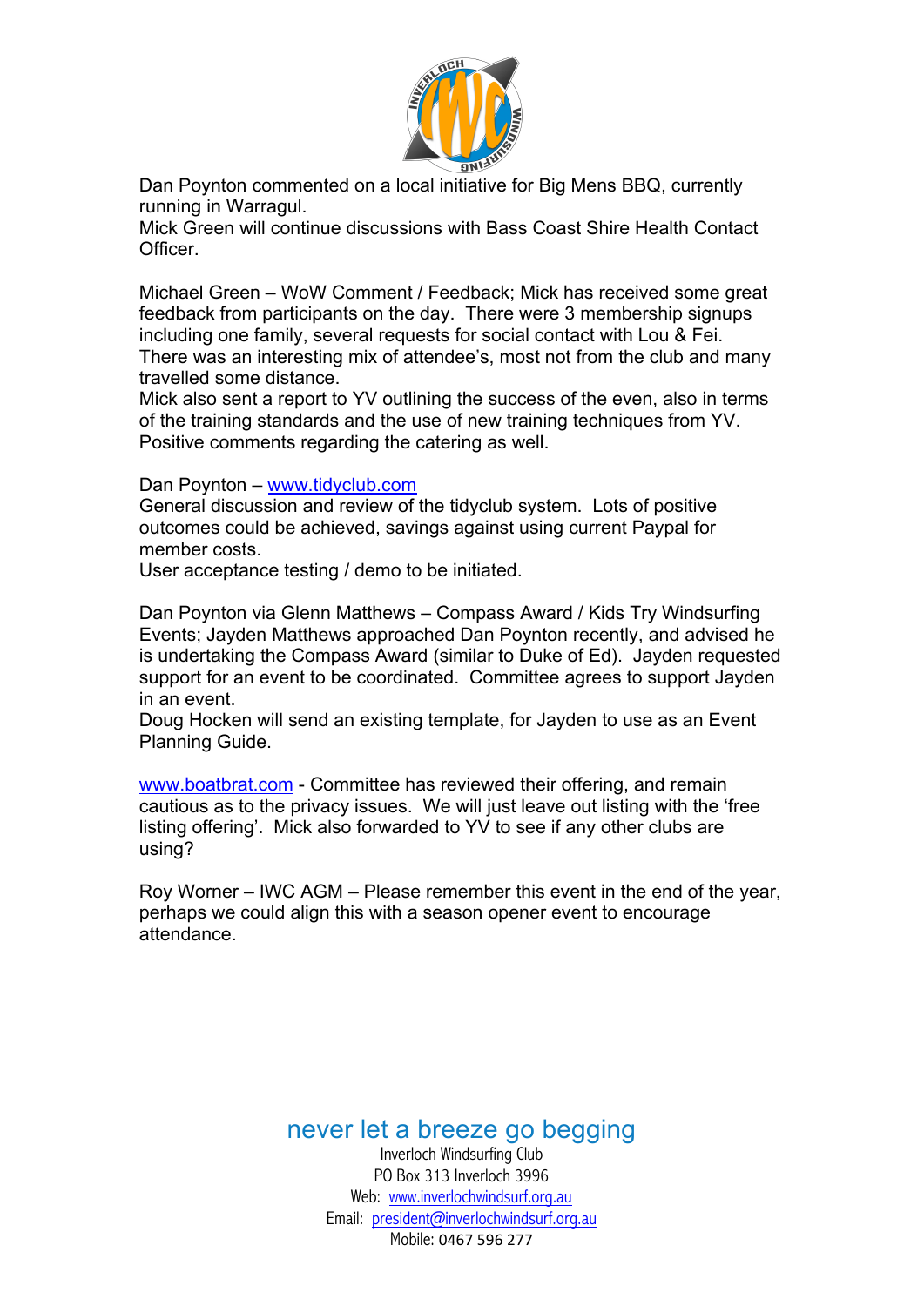Dan Poynton commented on a local initiative for Big Mens BBQ, currently running in Warragul.
Mick Green will continue discussions with Bass Coast Shire Health Contact Officer.

Michael Green – WoW Comment / Feedback; Mick has received some great feedback from participants on the day. There were 3 membership signups including one family, several requests for social contact with Lou & Fei. There was an interesting mix of attendee's, most not from the club and many travelled some distance.
Mick also sent a report to YV outlining the success of the even, also in terms of the training standards and the use of new training techniques from YV. Positive comments regarding the catering as well.

Dan Poynton – [www.tidyclub.com](http://www.tidyclub.com)
General discussion and review of the tidyclub system. Lots of positive outcomes could be achieved, savings against using current Paypal for member costs.
User acceptance testing / demo to be initiated.

Dan Poynton via Glenn Matthews – Compass Award / Kids Try Windsurfing Events; Jayden Matthews approached Dan Poynton recently, and advised he is undertaking the Compass Award (similar to Duke of Ed). Jayden requested support for an event to be coordinated. Committee agrees to support Jayden in an event.
Doug Hocken will send an existing template, for Jayden to use as an Event Planning Guide.

[www.boatbrat.com](http://www.boatbrat.com) - Committee has reviewed their offering, and remain cautious as to the privacy issues. We will just leave out listing with the 'free listing offering'. Mick also forwarded to YV to see if any other clubs are using?

Roy Worner – IWC AGM – Please remember this event in the end of the year, perhaps we could align this with a season opener event to encourage attendance.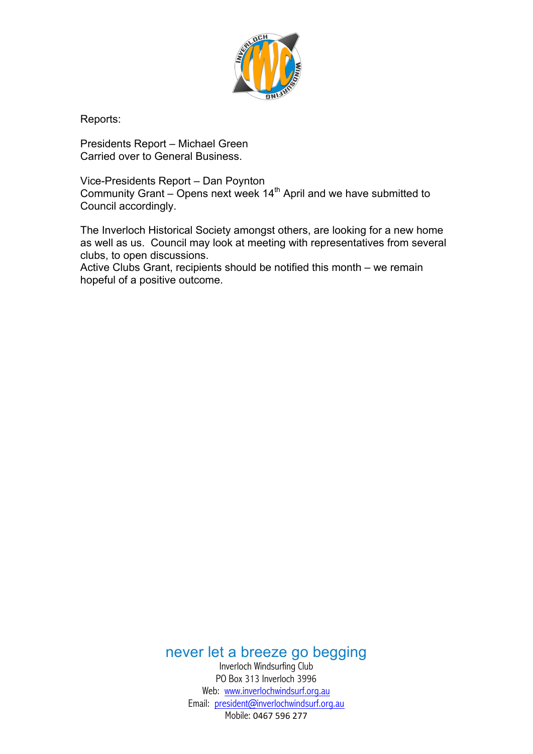Reports:

Presidents Report – Michael Green
Carried over to General Business.

Vice-Presidents Report – Dan Poynton
Community Grant – Opens next week 14th April and we have submitted to Council accordingly.

The Inverloch Historical Society amongst others, are looking for a new home as well as us. Council may look at meeting with representatives from several clubs, to open discussions.
Active Clubs Grant, recipients should be notified this month – we remain hopeful of a positive outcome.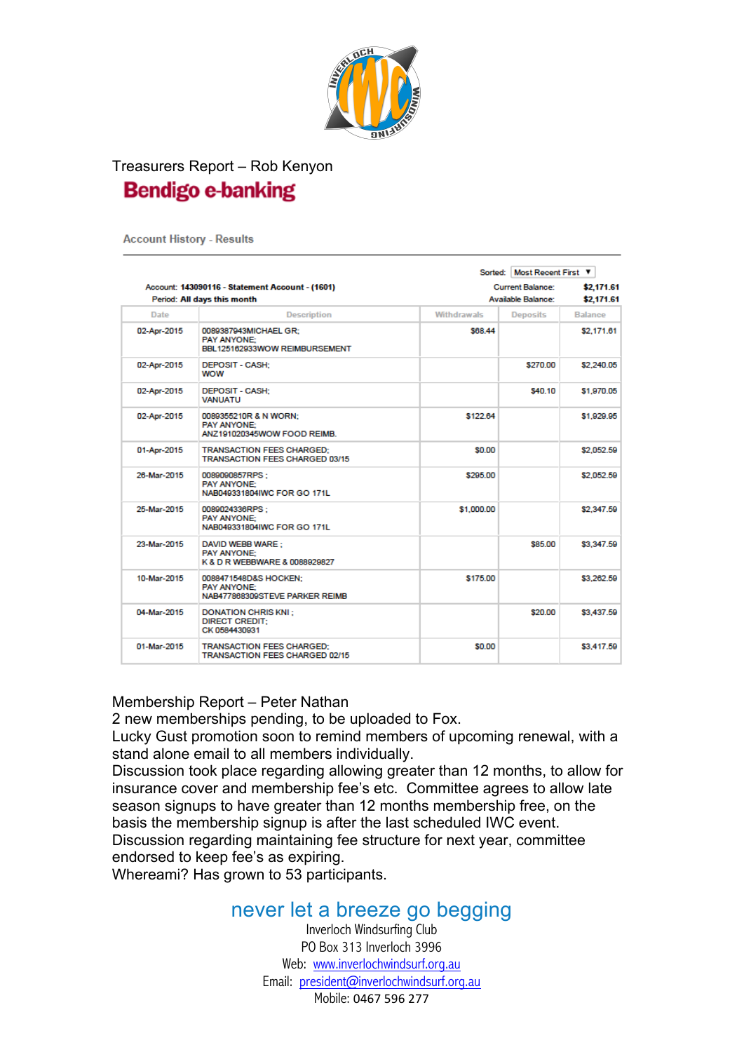Treasurers Report – Rob Kenyon

**Bendigo e-banking**

Account History - Results

Sorted: Most Recent First

Account: **143090116 - Statement Account - (1601)**
Period: **All days this month**

Current Balance: **$2,171.61**
Available Balance: **$2,171.61**

| Date | Description | Withdrawals | Deposits | Balance |
|---|---|---|---|---|
| 02-Apr-2015 | 0089387943MICHAEL GR; PAY ANYONE; BBL125162933WOW REIMBURSEMENT | $68.44 | | $2,171.61 |
| 02-Apr-2015 | DEPOSIT - CASH; WOW | | $270.00 | $2,240.05 |
| 02-Apr-2015 | DEPOSIT - CASH; VANUATU | | $40.10 | $1,970.05 |
| 02-Apr-2015 | 0089355210R & N WORN; PAY ANYONE; ANZ191020345WOW FOOD REIMB. | $122.64 | | $1,929.95 |
| 01-Apr-2015 | TRANSACTION FEES CHARGED; TRANSACTION FEES CHARGED 03/15 | $0.00 | | $2,052.59 |
| 26-Mar-2015 | 0089090857RPS ; PAY ANYONE; NAB049331804IWC FOR GO 171L | $295.00 | | $2,052.59 |
| 25-Mar-2015 | 0089024336RPS ; PAY ANYONE; NAB049331804IWC FOR GO 171L | $1,000.00 | | $2,347.59 |
| 23-Mar-2015 | DAVID WEBB WARE ; PAY ANYONE; K & D R WEBBWARE & 0088929827 | | $85.00 | $3,347.59 |
| 10-Mar-2015 | 0088471548D&S HOCKEN; PAY ANYONE; NAB477868309STEVE PARKER REIMB | $175.00 | | $3,262.59 |
| 04-Mar-2015 | DONATION CHRIS KNI ; DIRECT CREDIT; CK 0584430931 | | $20.00 | $3,437.59 |
| 01-Mar-2015 | TRANSACTION FEES CHARGED; TRANSACTION FEES CHARGED 02/15 | $0.00 | | $3,417.59 |

Membership Report – Peter Nathan
2 new memberships pending, to be uploaded to Fox.
Lucky Gust promotion soon to remind members of upcoming renewal, with a stand alone email to all members individually.
Discussion took place regarding allowing greater than 12 months, to allow for insurance cover and membership fee's etc. Committee agrees to allow late season signups to have greater than 12 months membership free, on the basis the membership signup is after the last scheduled IWC event.
Discussion regarding maintaining fee structure for next year, committee endorsed to keep fee's as expiring.
Whereami? Has grown to 53 participants.

never let a breeze go begging
Inverloch Windsurfing Club
PO Box 313 Inverloch 3996
Web: www.inverlochwindsurf.org.au
Email: president@inverlochwindsurf.org.au
Mobile: 0467 596 277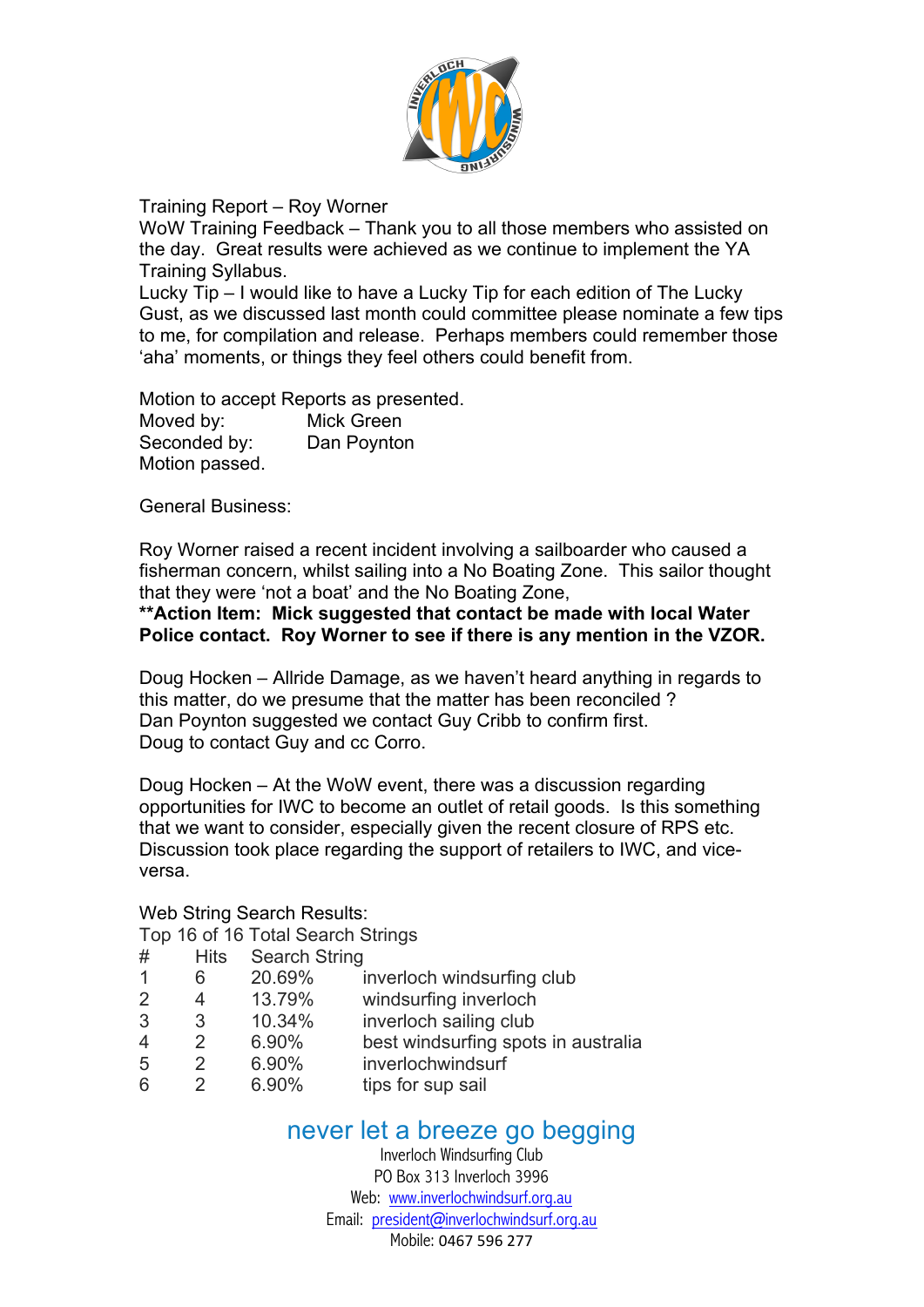Training Report – Roy Worner
WoW Training Feedback – Thank you to all those members who assisted on the day. Great results were achieved as we continue to implement the YA Training Syllabus.
Lucky Tip – I would like to have a Lucky Tip for each edition of The Lucky Gust, as we discussed last month could committee please nominate a few tips to me, for compilation and release. Perhaps members could remember those 'aha' moments, or things they feel others could benefit from.

Motion to accept Reports as presented.
Moved by: Mick Green
Seconded by: Dan Poynton
Motion passed.

General Business:

Roy Worner raised a recent incident involving a sailboarder who caused a fisherman concern, whilst sailing into a No Boating Zone. This sailor thought that they were 'not a boat' and the No Boating Zone,
**\*\*Action Item: Mick suggested that contact be made with local Water Police contact. Roy Worner to see if there is any mention in the VZOR.**

Doug Hocken – Allride Damage, as we haven't heard anything in regards to this matter, do we presume that the matter has been reconciled ?
Dan Poynton suggested we contact Guy Cribb to confirm first.
Doug to contact Guy and cc Corro.

Doug Hocken – At the WoW event, there was a discussion regarding opportunities for IWC to become an outlet of retail goods. Is this something that we want to consider, especially given the recent closure of RPS etc. Discussion took place regarding the support of retailers to IWC, and vice-versa.

Web String Search Results:
Top 16 of 16 Total Search Strings

| # | Hits | | Search String |
|---|---|---|---|
| 1 | 6 | 20.69% | inverloch windsurfing club |
| 2 | 4 | 13.79% | windsurfing inverloch |
| 3 | 3 | 10.34% | inverloch sailing club |
| 4 | 2 | 6.90% | best windsurfing spots in australia |
| 5 | 2 | 6.90% | inverlochwindsurf |
| 6 | 2 | 6.90% | tips for sup sail |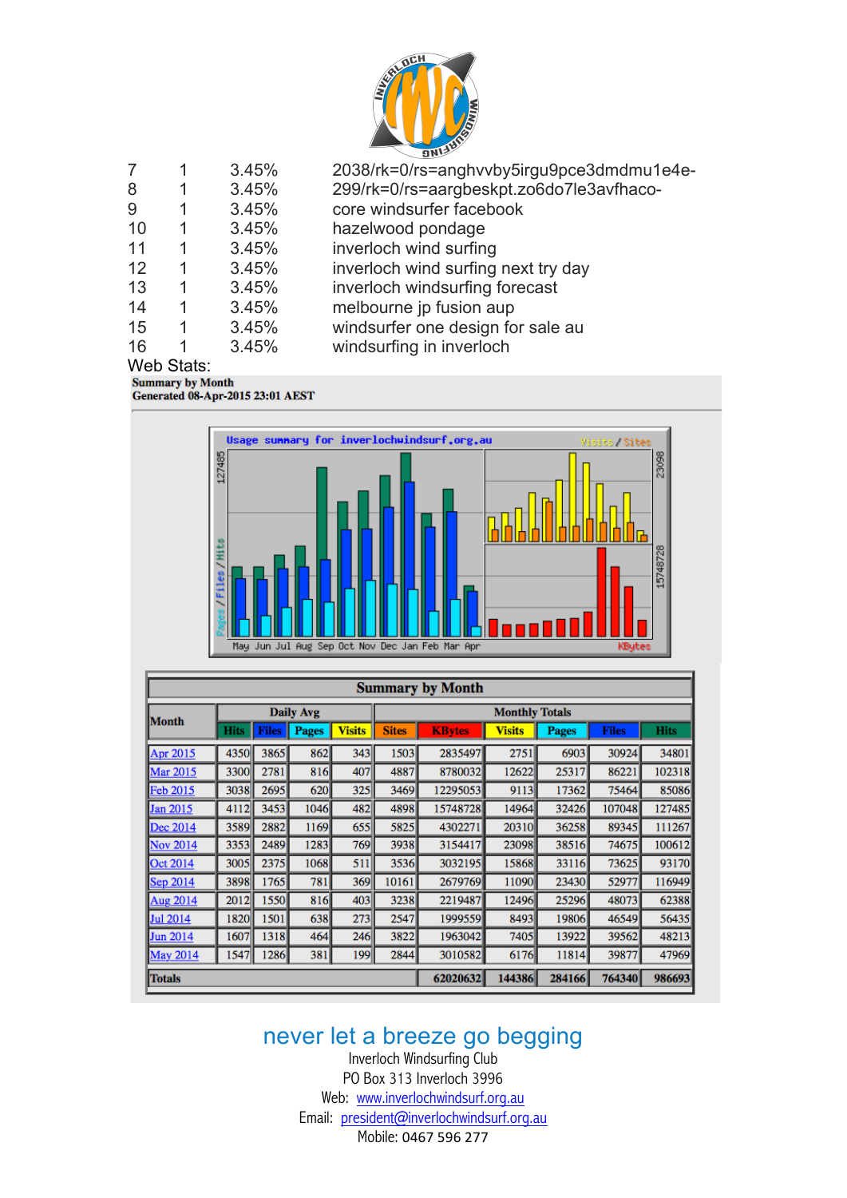| | | | |
|---|---|---|---|
| 7 | 1 | 3.45% | 2038/rk=0/rs=anghvvby5irgu9pce3dmdmu1e4e- |
| 8 | 1 | 3.45% | 299/rk=0/rs=aargbeskpt.zo6do7le3avfhaco- |
| 9 | 1 | 3.45% | core windsurfer facebook |
| 10 | 1 | 3.45% | hazelwood pondage |
| 11 | 1 | 3.45% | inverloch wind surfing |
| 12 | 1 | 3.45% | inverloch wind surfing next try day |
| 13 | 1 | 3.45% | inverloch windsurfing forecast |
| 14 | 1 | 3.45% | melbourne jp fusion aup |
| 15 | 1 | 3.45% | windsurfer one design for sale au |
| 16 | 1 | 3.45% | windsurfing in inverloch |

Web Stats:

**Summary by Month**
**Generated 08-Apr-2015 23:01 AEST**

Usage summary for inverlochwindsurf.org.au

**Summary by Month**

| Month | Daily Avg | | | | Monthly Totals | | | | | |
|---|---|---|---|---|---|---|---|---|---|---|
| | Hits | Files | Pages | Visits | Sites | KBytes | Visits | Pages | Files | Hits |
| Apr 2015 | 4350 | 3865 | 862 | 343 | 1503 | 2835497 | 2751 | 6903 | 30924 | 34801 |
| Mar 2015 | 3300 | 2781 | 816 | 407 | 4887 | 8780032 | 12622 | 25317 | 86221 | 102318 |
| Feb 2015 | 3038 | 2695 | 620 | 325 | 3469 | 12295053 | 9113 | 17362 | 75464 | 85086 |
| Jan 2015 | 4112 | 3453 | 1046 | 482 | 4898 | 15748728 | 14964 | 32426 | 107048 | 127485 |
| Dec 2014 | 3589 | 2882 | 1169 | 655 | 5825 | 4302271 | 20310 | 36258 | 89345 | 111267 |
| Nov 2014 | 3353 | 2489 | 1283 | 769 | 3938 | 3154417 | 23098 | 38516 | 74675 | 100612 |
| Oct 2014 | 3005 | 2375 | 1068 | 511 | 3536 | 3032195 | 15868 | 33116 | 73625 | 93170 |
| Sep 2014 | 3898 | 1765 | 781 | 369 | 10161 | 2679769 | 11090 | 23430 | 52977 | 116949 |
| Aug 2014 | 2012 | 1550 | 816 | 403 | 3238 | 2219487 | 12496 | 25296 | 48073 | 62388 |
| Jul 2014 | 1820 | 1501 | 638 | 273 | 2547 | 1999559 | 8493 | 19806 | 46549 | 56435 |
| Jun 2014 | 1607 | 1318 | 464 | 246 | 3822 | 1963042 | 7405 | 13922 | 39562 | 48213 |
| May 2014 | 1547 | 1286 | 381 | 199 | 2844 | 3010582 | 6176 | 11814 | 39877 | 47969 |
| **Totals** | | | | | | **62020632** | **144386** | **284166** | **764340** | **986693** |

never let a breeze go begging

Inverloch Windsurfing Club
PO Box 313 Inverloch 3996
Web: www.inverlochwindsurf.org.au
Email: president@inverlochwindsurf.org.au
Mobile: 0467 596 277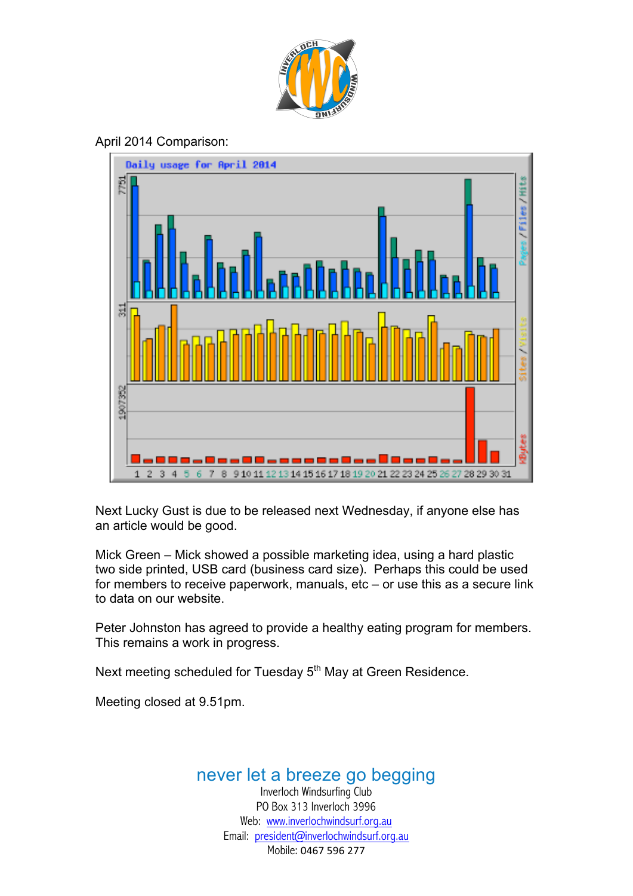April 2014 Comparison:

Daily usage for April 2014

7751

311

1907352

Pages / Files / Hits

Sites / Visits

KBytes

1 2 3 4 5 6 7 8 9 10 11 12 13 14 15 16 17 18 19 20 21 22 23 24 25 26 27 28 29 30 31

Next Lucky Gust is due to be released next Wednesday, if anyone else has an article would be good.

Mick Green – Mick showed a possible marketing idea, using a hard plastic two side printed, USB card (business card size). Perhaps this could be used for members to receive paperwork, manuals, etc – or use this as a secure link to data on our website.

Peter Johnston has agreed to provide a healthy eating program for members. This remains a work in progress.

Next meeting scheduled for Tuesday 5th May at Green Residence.

Meeting closed at 9.51pm.

never let a breeze go begging

Inverloch Windsurfing Club
PO Box 313 Inverloch 3996
Web: www.inverlochwindsurf.org.au
Email: president@inverlochwindsurf.org.au
Mobile: 0467 596 277